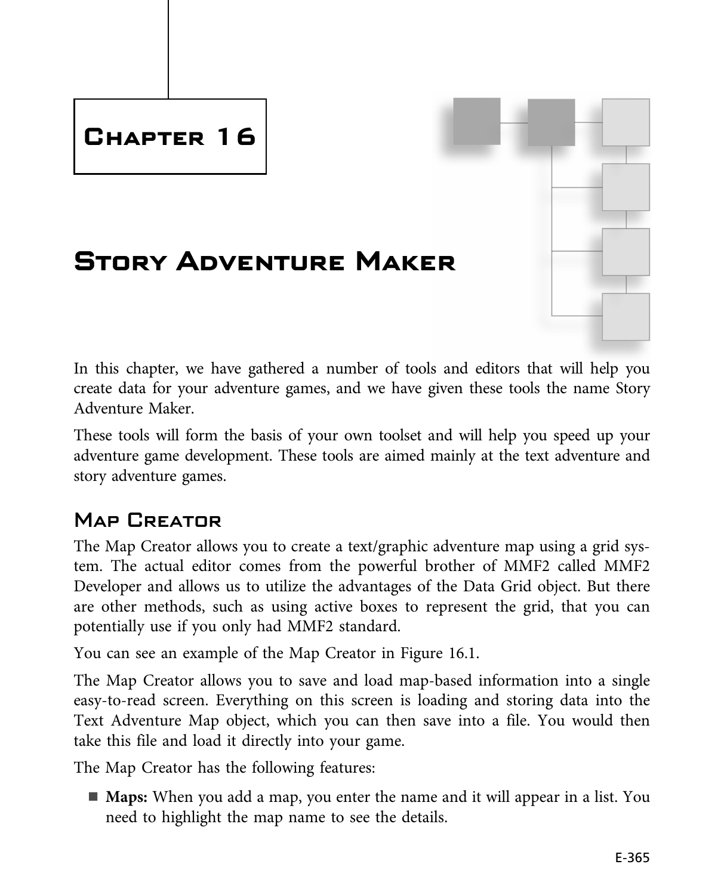# Chapter 16

# Story Adventure Maker

In this chapter, we have gathered a number of tools and editors that will help you create data for your adventure games, and we have given these tools the name Story Adventure Maker.

These tools will form the basis of your own toolset and will help you speed up your adventure game development. These tools are aimed mainly at the text adventure and story adventure games.

## Map Creator

The Map Creator allows you to create a text/graphic adventure map using a grid system. The actual editor comes from the powerful brother of MMF2 called MMF2 Developer and allows us to utilize the advantages of the Data Grid object. But there are other methods, such as using active boxes to represent the grid, that you can potentially use if you only had MMF2 standard.

You can see an example of the Map Creator in Figure 16.1.

The Map Creator allows you to save and load map-based information into a single easy-to-read screen. Everything on this screen is loading and storing data into the Text Adventure Map object, which you can then save into a file. You would then take this file and load it directly into your game.

The Map Creator has the following features:

- **Maps:** When you add a map, you enter the name and it will appear in a list. You need to highlight the map name to see the details.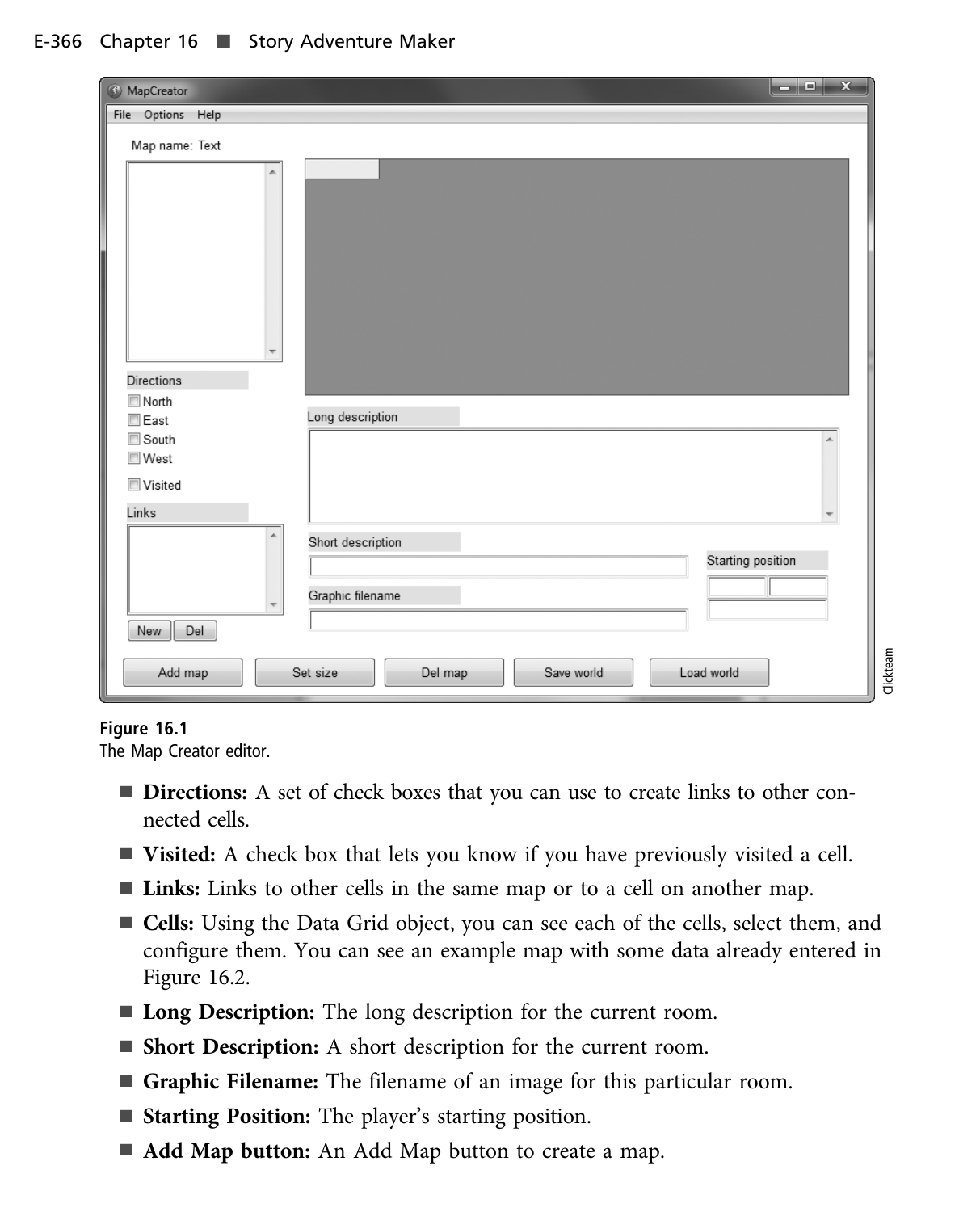**Figure 16.1**
The Map Creator editor.

- **Directions:** A set of check boxes that you can use to create links to other connected cells.
- **Visited:** A check box that lets you know if you have previously visited a cell.
- **Links:** Links to other cells in the same map or to a cell on another map.
- **Cells:** Using the Data Grid object, you can see each of the cells, select them, and configure them. You can see an example map with some data already entered in Figure 16.2.
- **Long Description:** The long description for the current room.
- **Short Description:** A short description for the current room.
- **Graphic Filename:** The filename of an image for this particular room.
- **Starting Position:** The player's starting position.
- **Add Map button:** An Add Map button to create a map.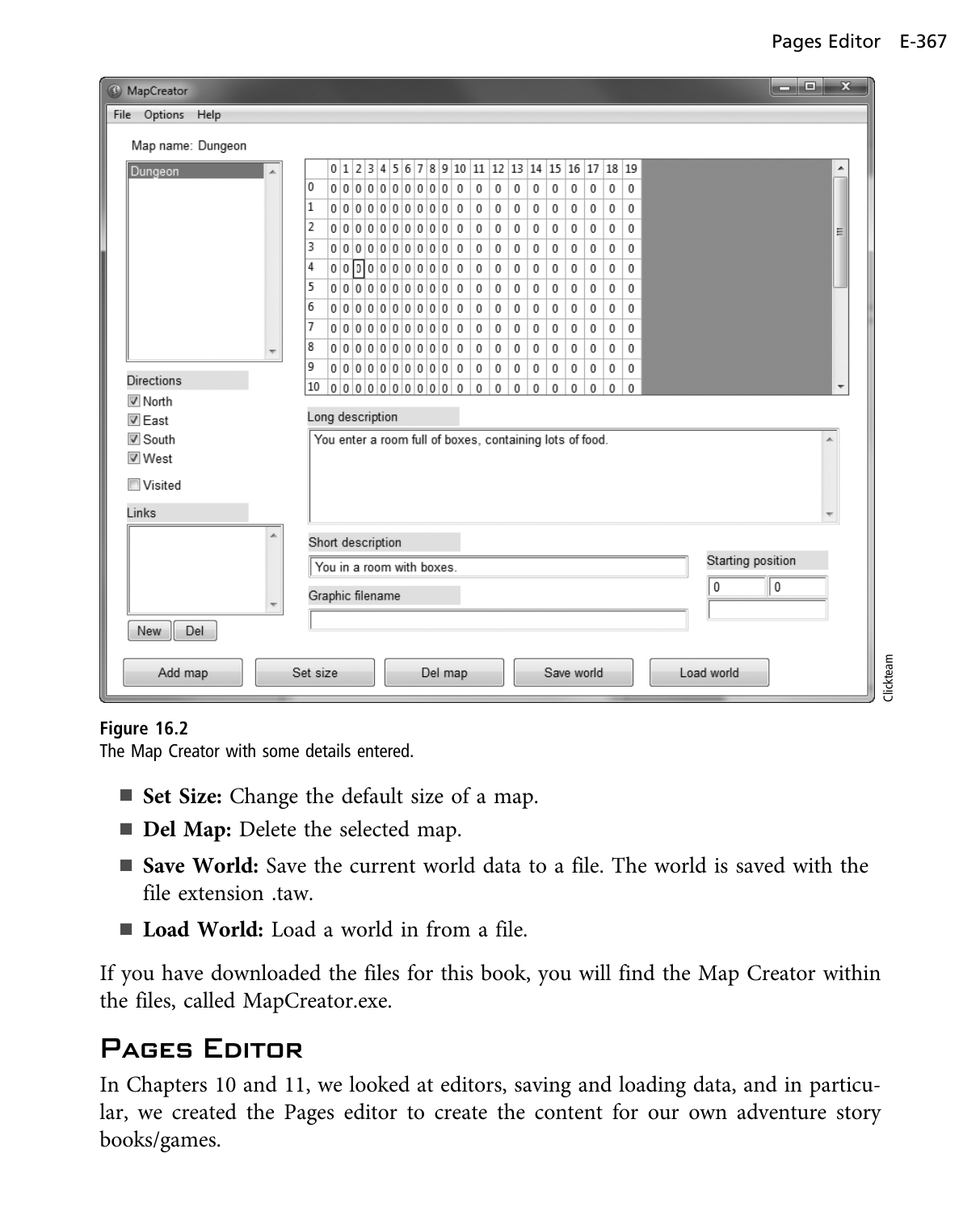**Figure 16.2**
The Map Creator with some details entered.

- **Set Size:** Change the default size of a map.
- **Del Map:** Delete the selected map.
- **Save World:** Save the current world data to a file. The world is saved with the file extension .taw.
- **Load World:** Load a world in from a file.

If you have downloaded the files for this book, you will find the Map Creator within the files, called MapCreator.exe.

## Pages Editor

In Chapters 10 and 11, we looked at editors, saving and loading data, and in particular, we created the Pages editor to create the content for our own adventure story books/games.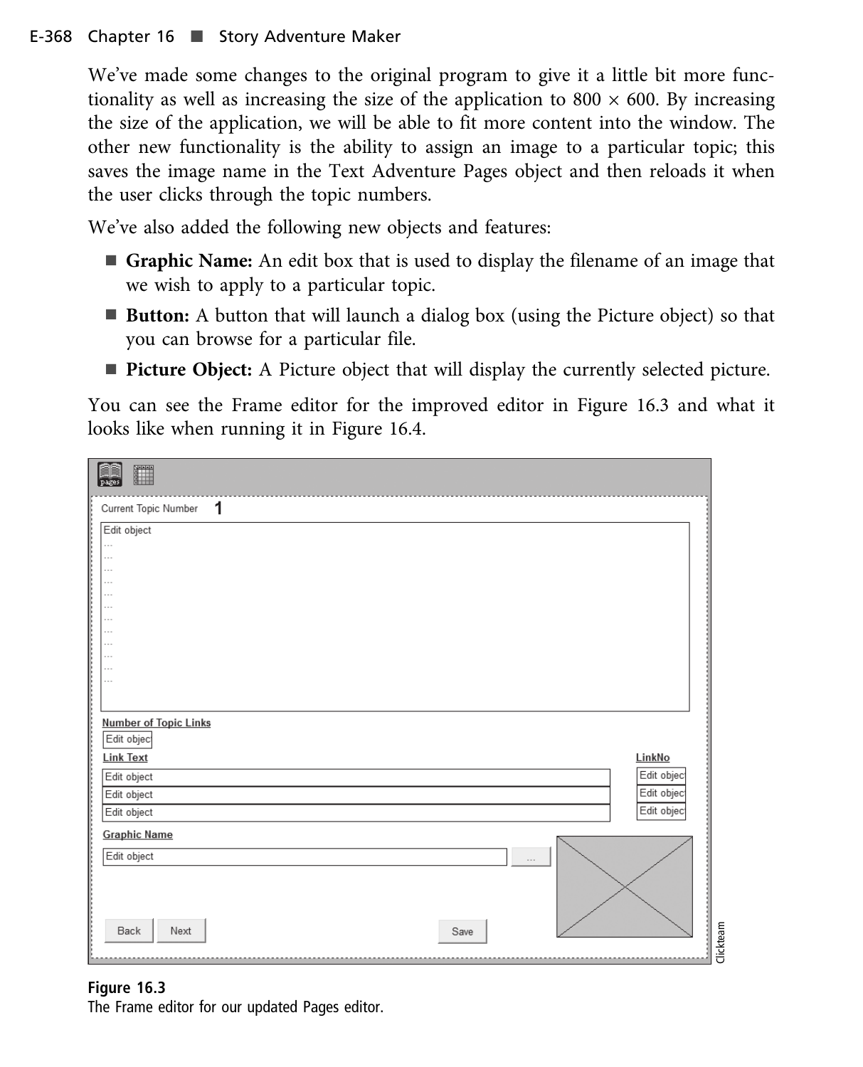We've made some changes to the original program to give it a little bit more functionality as well as increasing the size of the application to $800 \times 600$. By increasing the size of the application, we will be able to fit more content into the window. The other new functionality is the ability to assign an image to a particular topic; this saves the image name in the Text Adventure Pages object and then reloads it when the user clicks through the topic numbers.

We've also added the following new objects and features:

- **Graphic Name:** An edit box that is used to display the filename of an image that we wish to apply to a particular topic.
- **Button:** A button that will launch a dialog box (using the Picture object) so that you can browse for a particular file.
- **Picture Object:** A Picture object that will display the currently selected picture.

You can see the Frame editor for the improved editor in Figure 16.3 and what it looks like when running it in Figure 16.4.

**Figure 16.3**
The Frame editor for our updated Pages editor.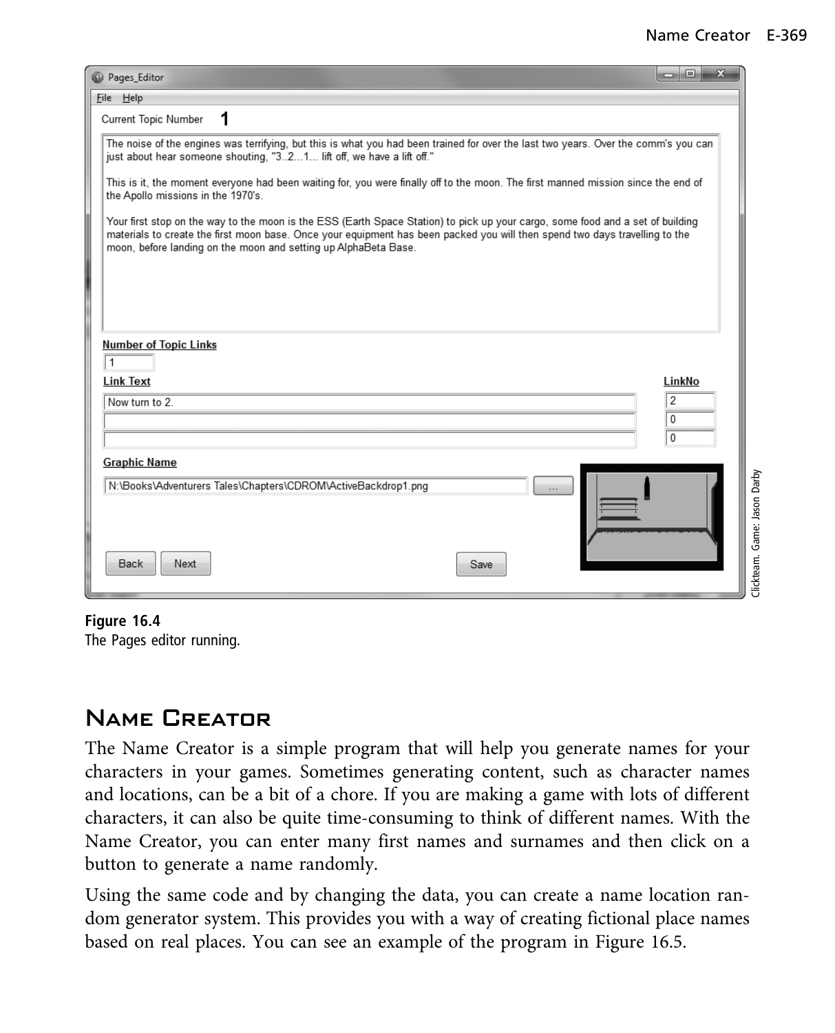**Figure 16.4**
The Pages editor running.

## Name Creator

The Name Creator is a simple program that will help you generate names for your characters in your games. Sometimes generating content, such as character names and locations, can be a bit of a chore. If you are making a game with lots of different characters, it can also be quite time-consuming to think of different names. With the Name Creator, you can enter many first names and surnames and then click on a button to generate a name randomly.

Using the same code and by changing the data, you can create a name location random generator system. This provides you with a way of creating fictional place names based on real places. You can see an example of the program in Figure 16.5.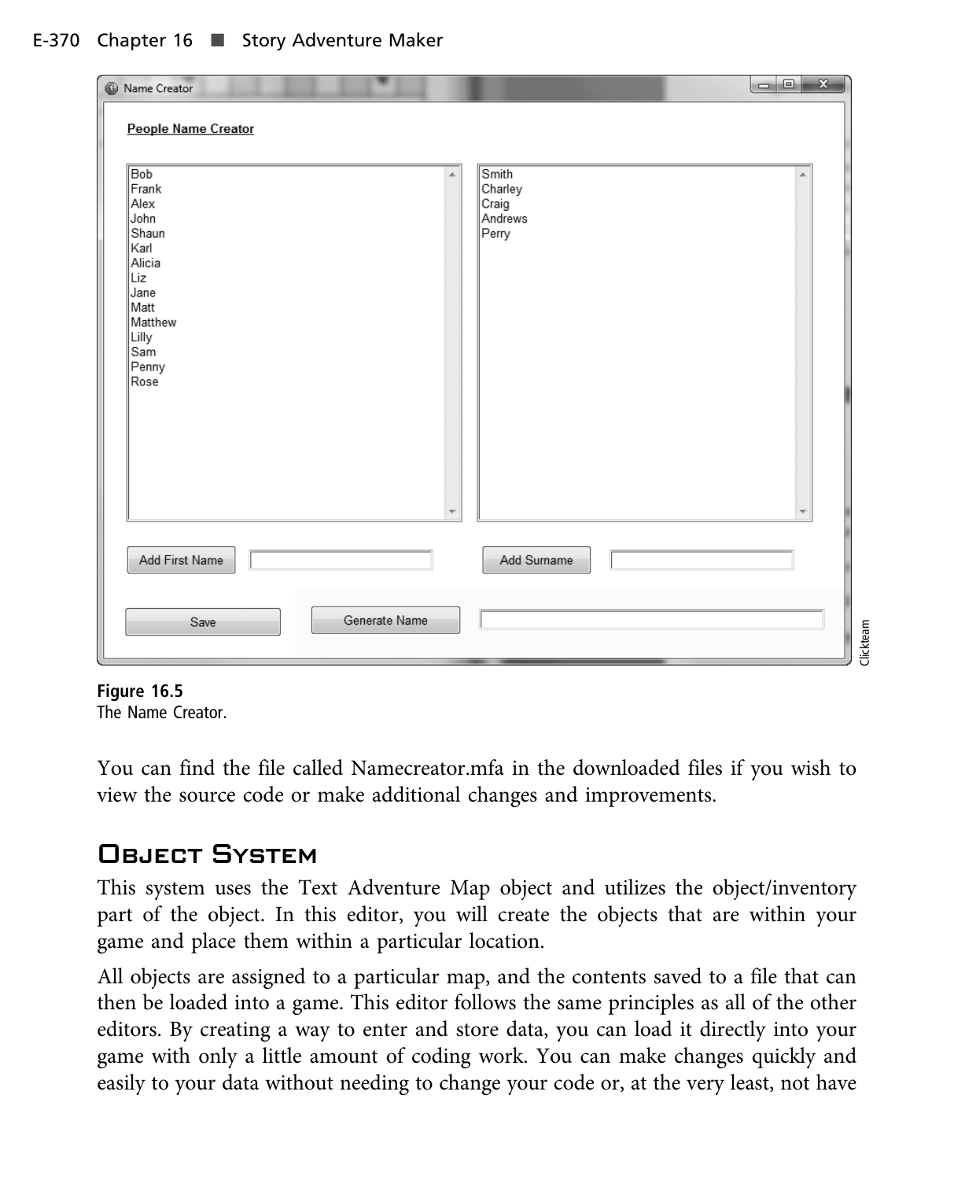**Figure 16.5**
The Name Creator.

You can find the file called Namecreator.mfa in the downloaded files if you wish to view the source code or make additional changes and improvements.

## Object System

This system uses the Text Adventure Map object and utilizes the object/inventory part of the object. In this editor, you will create the objects that are within your game and place them within a particular location.

All objects are assigned to a particular map, and the contents saved to a file that can then be loaded into a game. This editor follows the same principles as all of the other editors. By creating a way to enter and store data, you can load it directly into your game with only a little amount of coding work. You can make changes quickly and easily to your data without needing to change your code or, at the very least, not have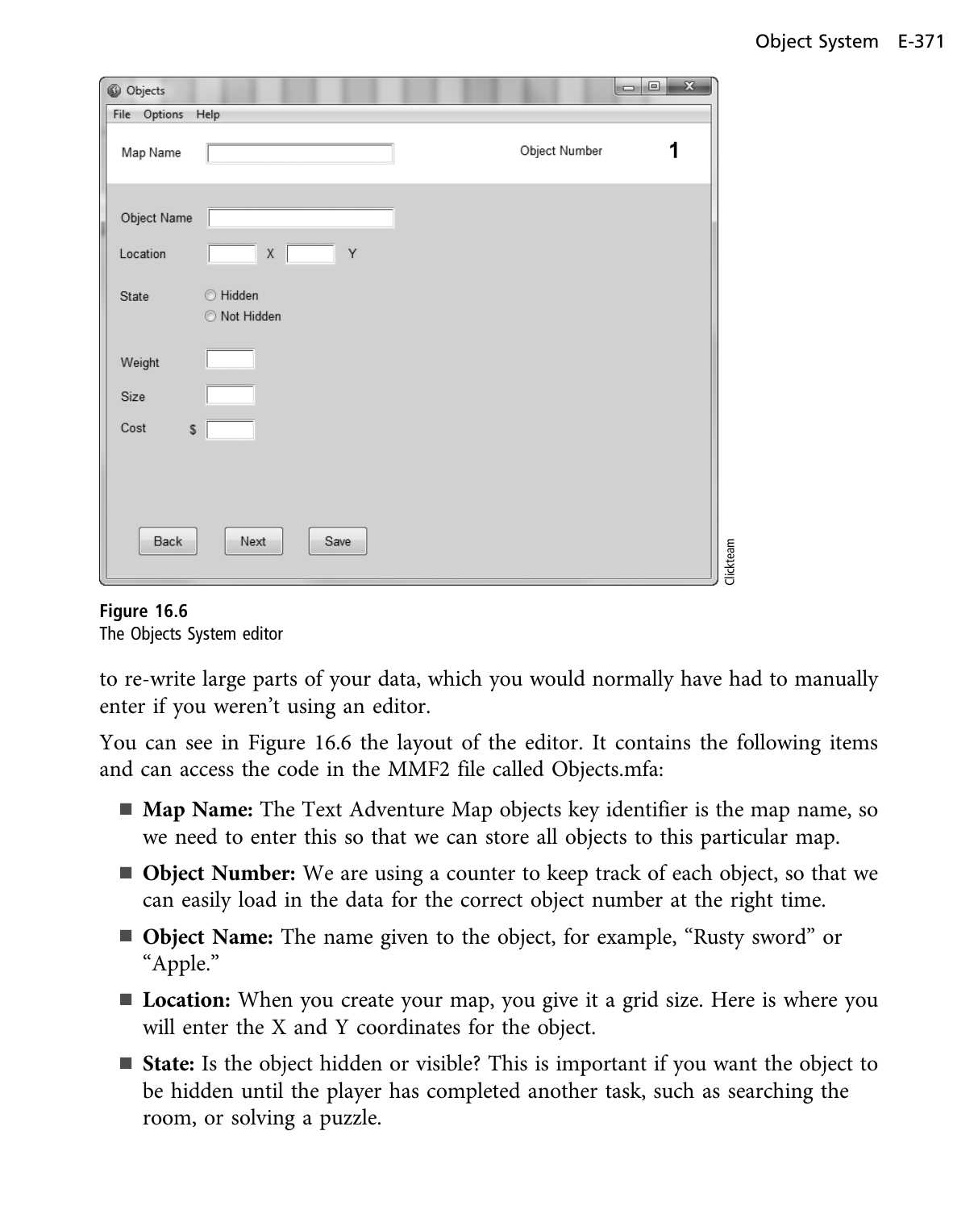Figure 16.6
The Objects System editor

to re-write large parts of your data, which you would normally have had to manually enter if you weren't using an editor.

You can see in Figure 16.6 the layout of the editor. It contains the following items and can access the code in the MMF2 file called Objects.mfa:

- **Map Name:** The Text Adventure Map objects key identifier is the map name, so we need to enter this so that we can store all objects to this particular map.
- **Object Number:** We are using a counter to keep track of each object, so that we can easily load in the data for the correct object number at the right time.
- **Object Name:** The name given to the object, for example, "Rusty sword" or "Apple."
- **Location:** When you create your map, you give it a grid size. Here is where you will enter the X and Y coordinates for the object.
- **State:** Is the object hidden or visible? This is important if you want the object to be hidden until the player has completed another task, such as searching the room, or solving a puzzle.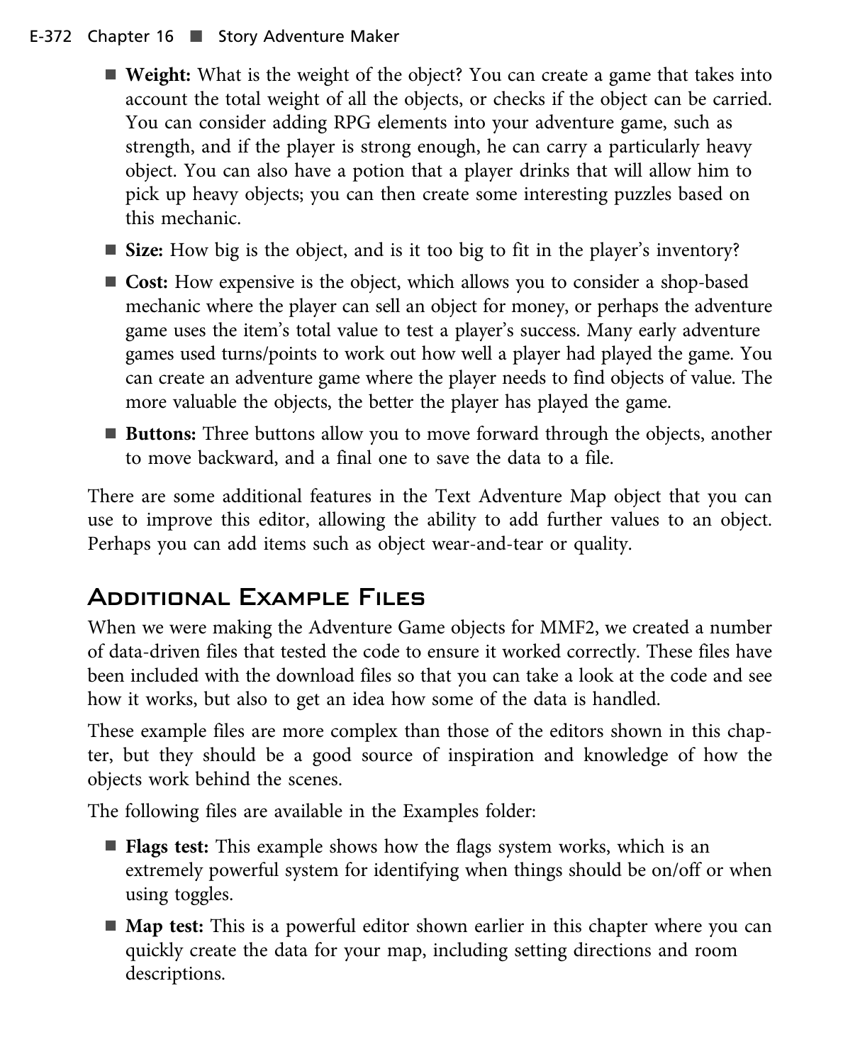- **Weight:** What is the weight of the object? You can create a game that takes into account the total weight of all the objects, or checks if the object can be carried. You can consider adding RPG elements into your adventure game, such as strength, and if the player is strong enough, he can carry a particularly heavy object. You can also have a potion that a player drinks that will allow him to pick up heavy objects; you can then create some interesting puzzles based on this mechanic.
- **Size:** How big is the object, and is it too big to fit in the player's inventory?
- **Cost:** How expensive is the object, which allows you to consider a shop-based mechanic where the player can sell an object for money, or perhaps the adventure game uses the item's total value to test a player's success. Many early adventure games used turns/points to work out how well a player had played the game. You can create an adventure game where the player needs to find objects of value. The more valuable the objects, the better the player has played the game.
- **Buttons:** Three buttons allow you to move forward through the objects, another to move backward, and a final one to save the data to a file.

There are some additional features in the Text Adventure Map object that you can use to improve this editor, allowing the ability to add further values to an object. Perhaps you can add items such as object wear-and-tear or quality.

## Additional Example Files

When we were making the Adventure Game objects for MMF2, we created a number of data-driven files that tested the code to ensure it worked correctly. These files have been included with the download files so that you can take a look at the code and see how it works, but also to get an idea how some of the data is handled.

These example files are more complex than those of the editors shown in this chapter, but they should be a good source of inspiration and knowledge of how the objects work behind the scenes.

The following files are available in the Examples folder:

- **Flags test:** This example shows how the flags system works, which is an extremely powerful system for identifying when things should be on/off or when using toggles.
- **Map test:** This is a powerful editor shown earlier in this chapter where you can quickly create the data for your map, including setting directions and room descriptions.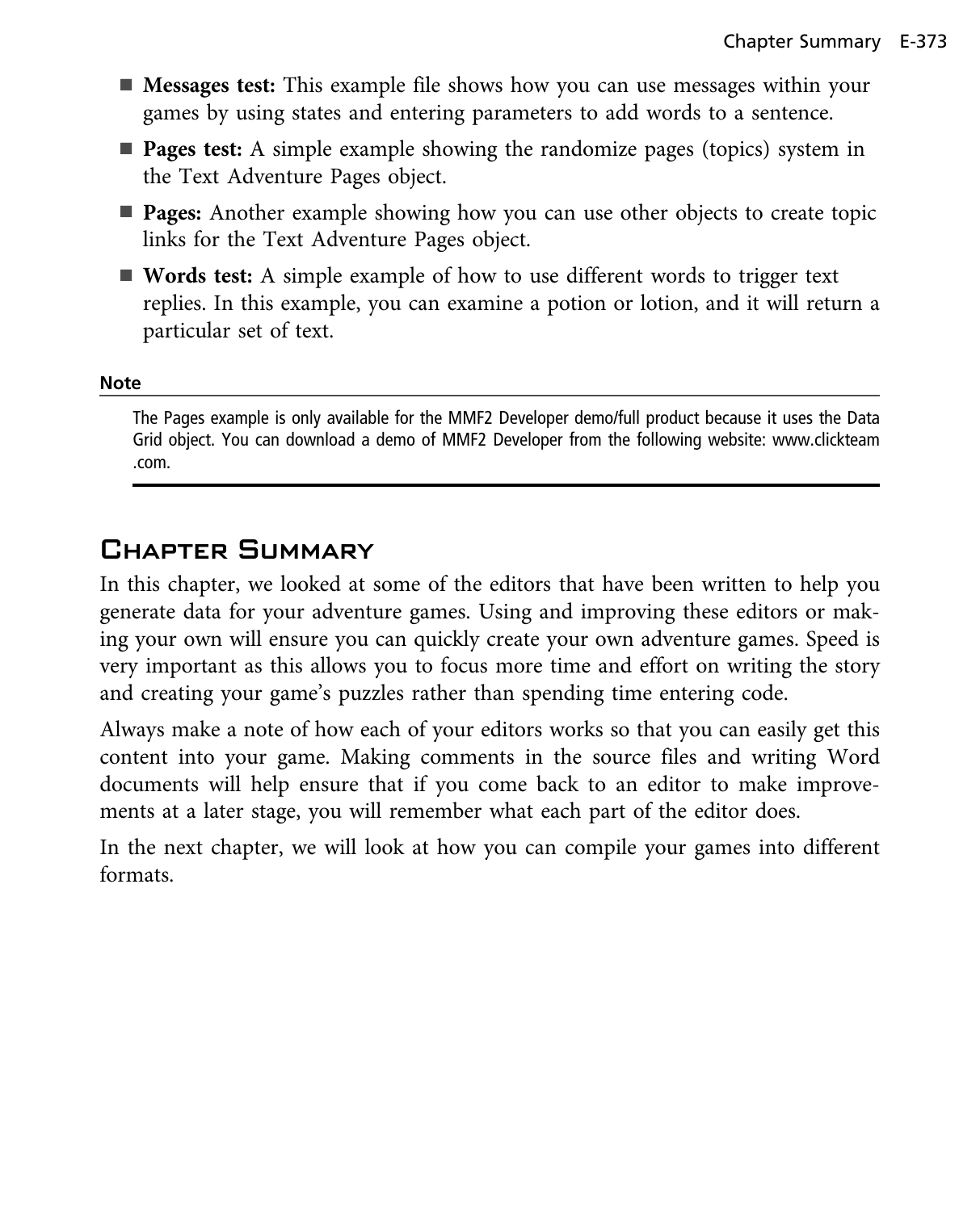- **Messages test:** This example file shows how you can use messages within your games by using states and entering parameters to add words to a sentence.
- **Pages test:** A simple example showing the randomize pages (topics) system in the Text Adventure Pages object.
- **Pages:** Another example showing how you can use other objects to create topic links for the Text Adventure Pages object.
- **Words test:** A simple example of how to use different words to trigger text replies. In this example, you can examine a potion or lotion, and it will return a particular set of text.

**Note**

The Pages example is only available for the MMF2 Developer demo/full product because it uses the Data Grid object. You can download a demo of MMF2 Developer from the following website: www.clickteam.com.

## Chapter Summary

In this chapter, we looked at some of the editors that have been written to help you generate data for your adventure games. Using and improving these editors or making your own will ensure you can quickly create your own adventure games. Speed is very important as this allows you to focus more time and effort on writing the story and creating your game's puzzles rather than spending time entering code.

Always make a note of how each of your editors works so that you can easily get this content into your game. Making comments in the source files and writing Word documents will help ensure that if you come back to an editor to make improvements at a later stage, you will remember what each part of the editor does.

In the next chapter, we will look at how you can compile your games into different formats.